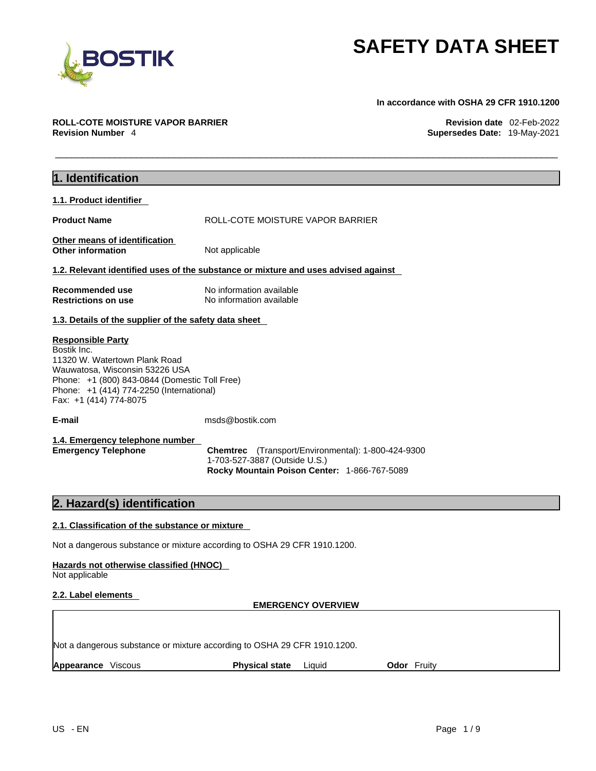# SAFETY DATA SHEET

**In accordance with OSHA 29 CFR 1910.1200**

**ROLL-COTE MOISTURE VAPOR BARRIER**
**Revision Number** 4

**Revision date** 02-Feb-2022
**Supersedes Date:** 19-May-2021

## 1. Identification

### 1.1. Product identifier

**Product Name** ROLL-COTE MOISTURE VAPOR BARRIER

**Other means of identification**
**Other information** Not applicable

### 1.2. Relevant identified uses of the substance or mixture and uses advised against

**Recommended use** No information available
**Restrictions on use** No information available

### 1.3. Details of the supplier of the safety data sheet

**Responsible Party**
Bostik Inc.
11320 W. Watertown Plank Road
Wauwatosa, Wisconsin 53226 USA
Phone: +1 (800) 843-0844 (Domestic Toll Free)
Phone: +1 (414) 774-2250 (International)
Fax: +1 (414) 774-8075

**E-mail** msds@bostik.com

### 1.4. Emergency telephone number

**Emergency Telephone**
**Chemtrec** (Transport/Environmental): 1-800-424-9300
1-703-527-3887 (Outside U.S.)
**Rocky Mountain Poison Center:** 1-866-767-5089

## 2. Hazard(s) identification

### 2.1. Classification of the substance or mixture

Not a dangerous substance or mixture according to OSHA 29 CFR 1910.1200.

**Hazards not otherwise classified (HNOC)**
Not applicable

### 2.2. Label elements

**EMERGENCY OVERVIEW**

Not a dangerous substance or mixture according to OSHA 29 CFR 1910.1200.

**Appearance** Viscous **Physical state** Liquid **Odor** Fruity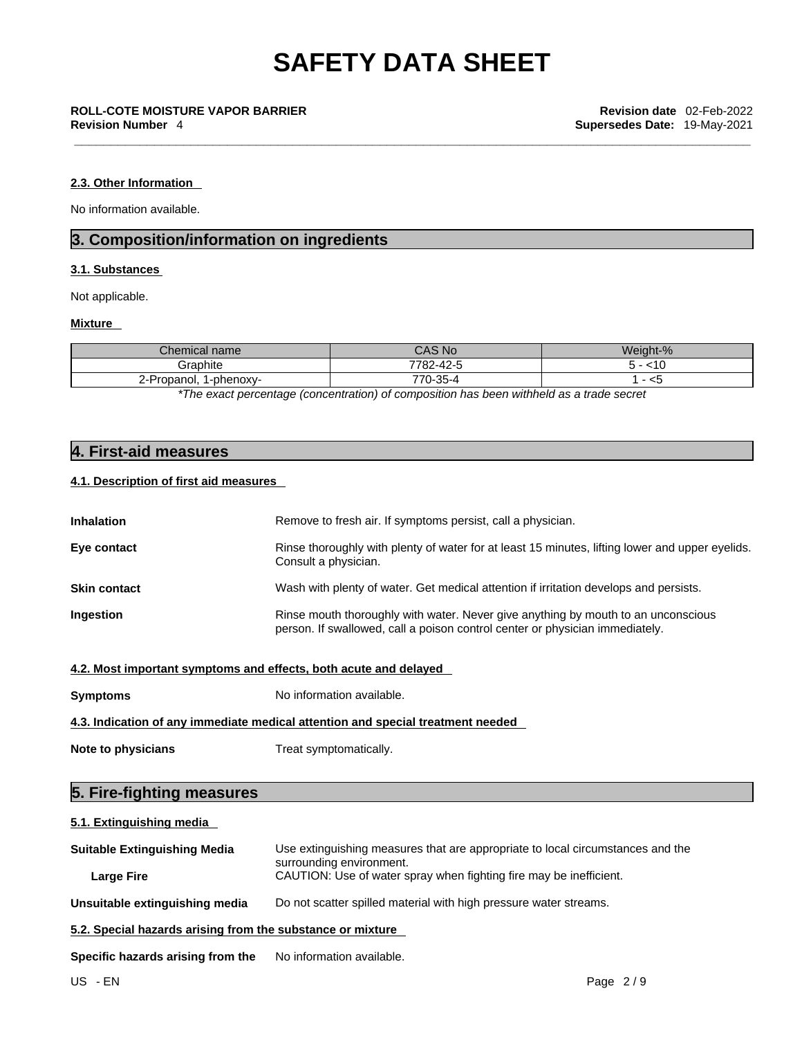#### 2.3. Other Information

No information available.

## 3. Composition/information on ingredients

#### 3.1. Substances

Not applicable.

#### Mixture

| Chemical name | CAS No | Weight-% |
|---|---|---|
| Graphite | 7782-42-5 | 5 - <10 |
| 2-Propanol, 1-phenoxy- | 770-35-4 | 1 - <5 |

*\*The exact percentage (concentration) of composition has been withheld as a trade secret*

## 4. First-aid measures

#### 4.1. Description of first aid measures

**Inhalation** Remove to fresh air. If symptoms persist, call a physician.

**Eye contact** Rinse thoroughly with plenty of water for at least 15 minutes, lifting lower and upper eyelids. Consult a physician.

**Skin contact** Wash with plenty of water. Get medical attention if irritation develops and persists.

**Ingestion** Rinse mouth thoroughly with water. Never give anything by mouth to an unconscious person. If swallowed, call a poison control center or physician immediately.

#### 4.2. Most important symptoms and effects, both acute and delayed

**Symptoms** No information available.

#### 4.3. Indication of any immediate medical attention and special treatment needed

**Note to physicians** Treat symptomatically.

## 5. Fire-fighting measures

#### 5.1. Extinguishing media

**Suitable Extinguishing Media** Use extinguishing measures that are appropriate to local circumstances and the surrounding environment.

**Large Fire** CAUTION: Use of water spray when fighting fire may be inefficient.

**Unsuitable extinguishing media** Do not scatter spilled material with high pressure water streams.

#### 5.2. Special hazards arising from the substance or mixture

**Specific hazards arising from the** No information available.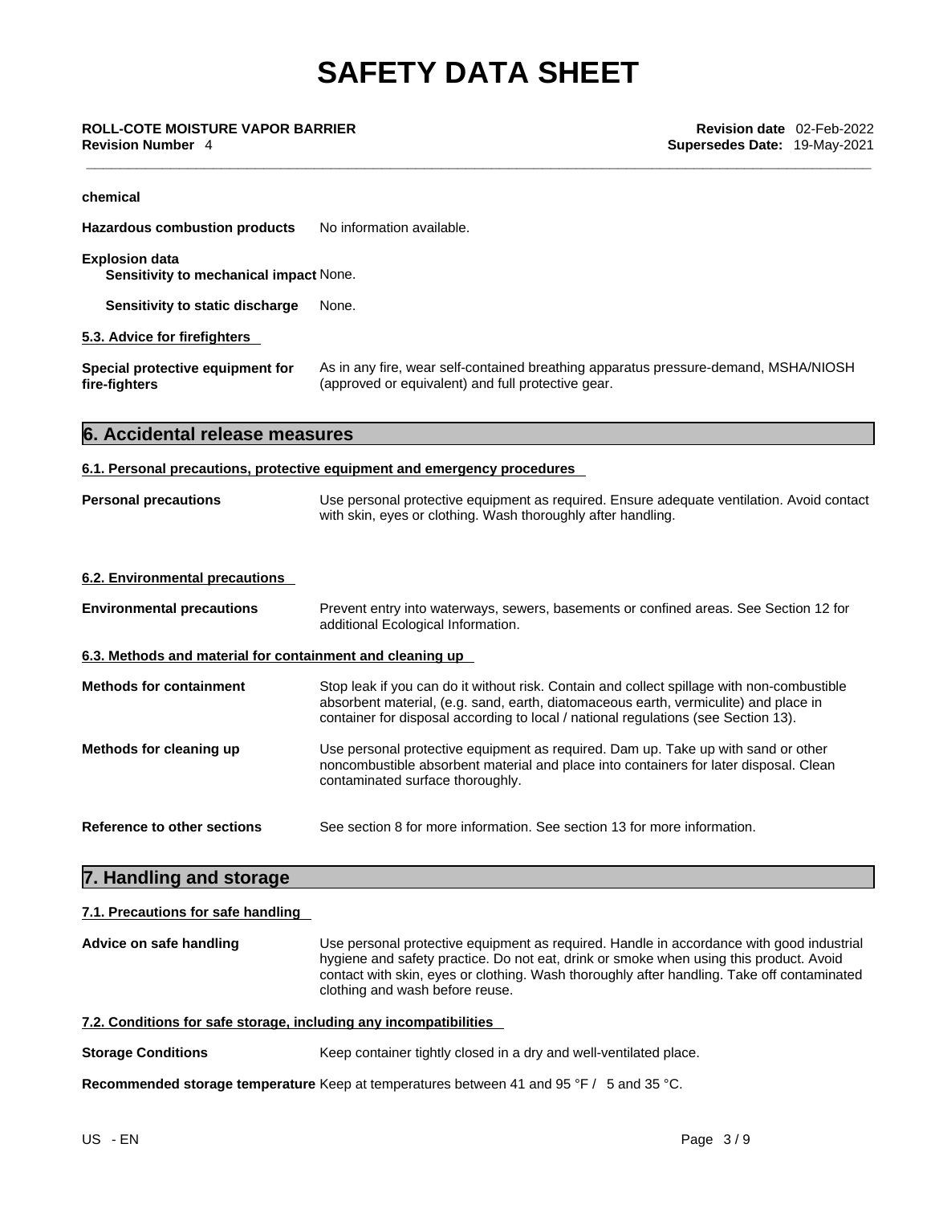chemical

**Hazardous combustion products** No information available.

**Explosion data**

**Sensitivity to mechanical impact** None.

**Sensitivity to static discharge** None.

**5.3. Advice for firefighters**

**Special protective equipment for fire-fighters** As in any fire, wear self-contained breathing apparatus pressure-demand, MSHA/NIOSH (approved or equivalent) and full protective gear.

## 6. Accidental release measures

**6.1. Personal precautions, protective equipment and emergency procedures**

**Personal precautions** Use personal protective equipment as required. Ensure adequate ventilation. Avoid contact with skin, eyes or clothing. Wash thoroughly after handling.

**6.2. Environmental precautions**

**Environmental precautions** Prevent entry into waterways, sewers, basements or confined areas. See Section 12 for additional Ecological Information.

**6.3. Methods and material for containment and cleaning up**

**Methods for containment** Stop leak if you can do it without risk. Contain and collect spillage with non-combustible absorbent material, (e.g. sand, earth, diatomaceous earth, vermiculite) and place in container for disposal according to local / national regulations (see Section 13).

**Methods for cleaning up** Use personal protective equipment as required. Dam up. Take up with sand or other noncombustible absorbent material and place into containers for later disposal. Clean contaminated surface thoroughly.

**Reference to other sections** See section 8 for more information. See section 13 for more information.

## 7. Handling and storage

**7.1. Precautions for safe handling**

**Advice on safe handling** Use personal protective equipment as required. Handle in accordance with good industrial hygiene and safety practice. Do not eat, drink or smoke when using this product. Avoid contact with skin, eyes or clothing. Wash thoroughly after handling. Take off contaminated clothing and wash before reuse.

**7.2. Conditions for safe storage, including any incompatibilities**

**Storage Conditions** Keep container tightly closed in a dry and well-ventilated place.

**Recommended storage temperature** Keep at temperatures between 41 and 95 °F / 5 and 35 °C.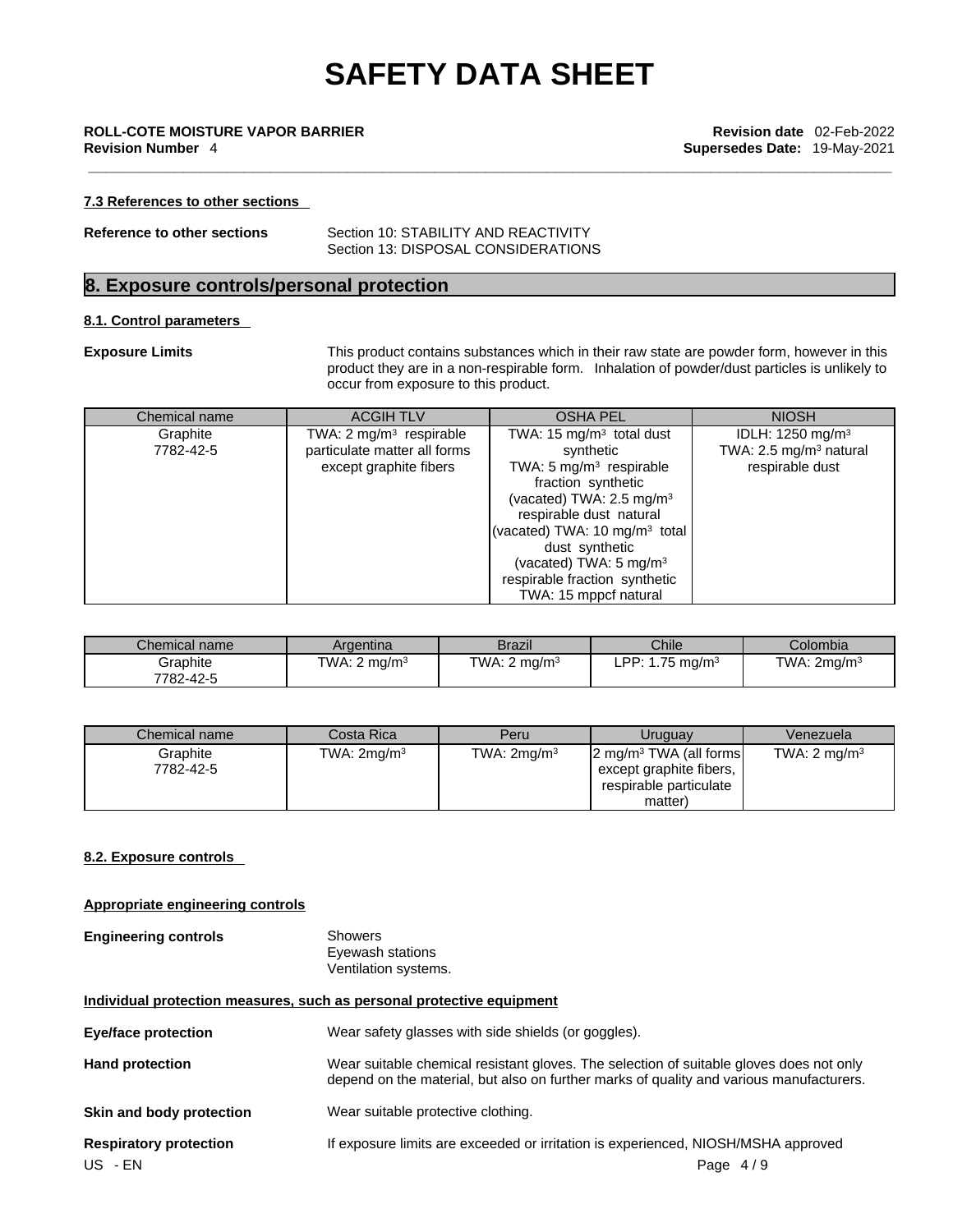#### 7.3 References to other sections

**Reference to other sections** Section 10: STABILITY AND REACTIVITY
Section 13: DISPOSAL CONSIDERATIONS

## 8. Exposure controls/personal protection

#### 8.1. Control parameters

**Exposure Limits** This product contains substances which in their raw state are powder form, however in this product they are in a non-respirable form. Inhalation of powder/dust particles is unlikely to occur from exposure to this product.

| Chemical name | ACGIH TLV | OSHA PEL | NIOSH |
|---|---|---|---|
| Graphite<br>7782-42-5 | TWA: 2 mg/m$^3$ respirable particulate matter all forms except graphite fibers | TWA: 15 mg/m$^3$ total dust synthetic<br>TWA: 5 mg/m$^3$ respirable fraction synthetic<br>(vacated) TWA: 2.5 mg/m$^3$ respirable dust natural<br>(vacated) TWA: 10 mg/m$^3$ total dust synthetic<br>(vacated) TWA: 5 mg/m$^3$ respirable fraction synthetic<br>TWA: 15 mppcf natural | IDLH: 1250 mg/m$^3$<br>TWA: 2.5 mg/m$^3$ natural respirable dust |

| Chemical name | Argentina | Brazil | Chile | Colombia |
|---|---|---|---|---|
| Graphite<br>7782-42-5 | TWA: 2 mg/m$^3$ | TWA: 2 mg/m$^3$ | LPP: 1.75 mg/m$^3$ | TWA: 2mg/m$^3$ |

| Chemical name | Costa Rica | Peru | Uruguay | Venezuela |
|---|---|---|---|---|
| Graphite<br>7782-42-5 | TWA: 2mg/m$^3$ | TWA: 2mg/m$^3$ | 2 mg/m$^3$ TWA (all forms except graphite fibers, respirable particulate matter) | TWA: 2 mg/m$^3$ |

#### 8.2. Exposure controls

**Appropriate engineering controls**

**Engineering controls** Showers
Eyewash stations
Ventilation systems.

**Individual protection measures, such as personal protective equipment**

**Eye/face protection** Wear safety glasses with side shields (or goggles).

**Hand protection** Wear suitable chemical resistant gloves. The selection of suitable gloves does not only depend on the material, but also on further marks of quality and various manufacturers.

**Skin and body protection** Wear suitable protective clothing.

**Respiratory protection** If exposure limits are exceeded or irritation is experienced, NIOSH/MSHA approved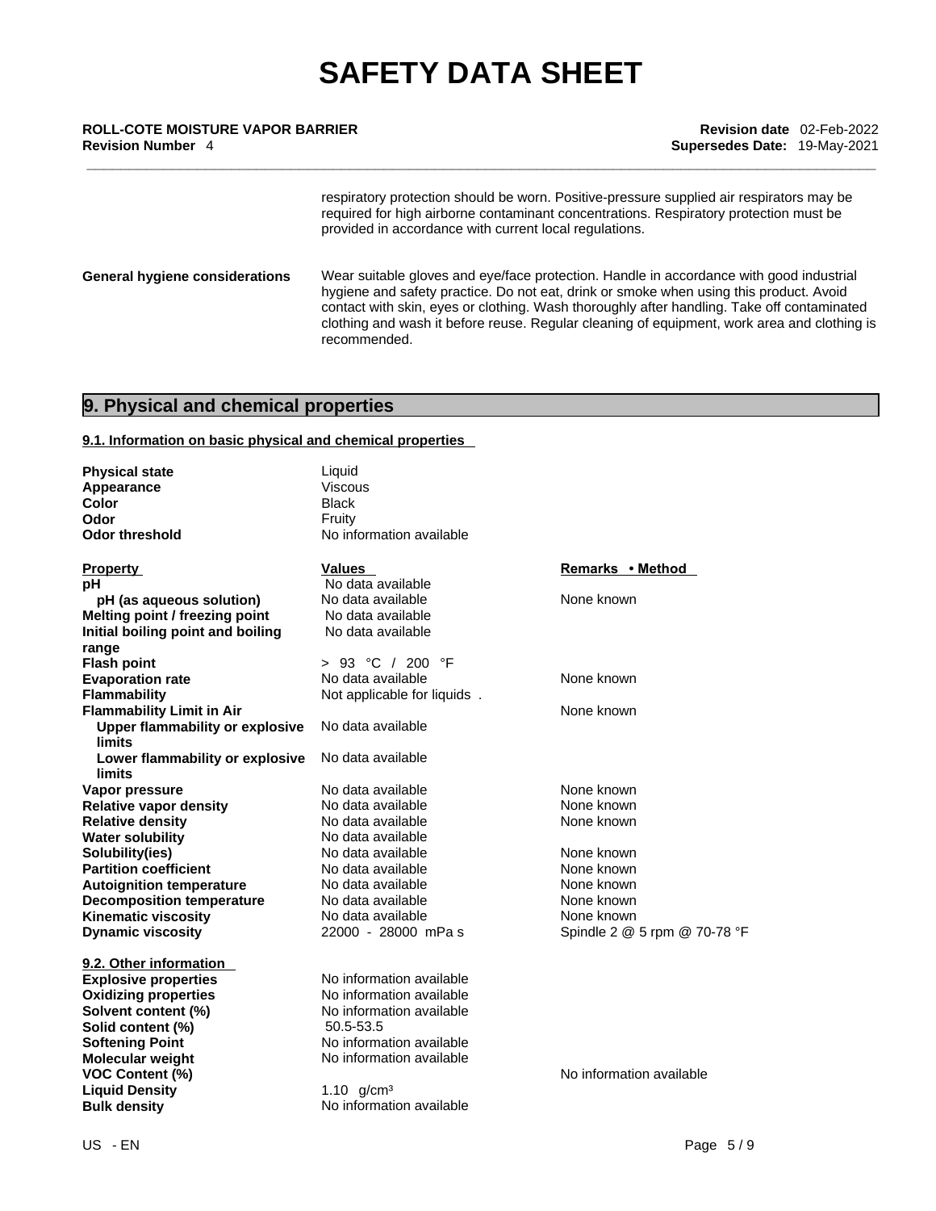respiratory protection should be worn. Positive-pressure supplied air respirators may be required for high airborne contaminant concentrations. Respiratory protection must be provided in accordance with current local regulations.

**General hygiene considerations** Wear suitable gloves and eye/face protection. Handle in accordance with good industrial hygiene and safety practice. Do not eat, drink or smoke when using this product. Avoid contact with skin, eyes or clothing. Wash thoroughly after handling. Take off contaminated clothing and wash it before reuse. Regular cleaning of equipment, work area and clothing is recommended.

## 9. Physical and chemical properties

### 9.1. Information on basic physical and chemical properties

| | |
|---|---|
| **Physical state** | Liquid |
| **Appearance** | Viscous |
| **Color** | Black |
| **Odor** | Fruity |
| **Odor threshold** | No information available |

| Property | Values | Remarks • Method |
|---|---|---|
| **pH** | No data available | |
| **pH (as aqueous solution)** | No data available | None known |
| **Melting point / freezing point** | No data available | |
| **Initial boiling point and boiling range** | No data available | |
| **Flash point** | > 93 °C / 200 °F | |
| **Evaporation rate** | No data available | None known |
| **Flammability** | Not applicable for liquids . | |
| **Flammability Limit in Air** | | None known |
| **Upper flammability or explosive limits** | No data available | |
| **Lower flammability or explosive limits** | No data available | |
| **Vapor pressure** | No data available | None known |
| **Relative vapor density** | No data available | None known |
| **Relative density** | No data available | None known |
| **Water solubility** | No data available | |
| **Solubility(ies)** | No data available | None known |
| **Partition coefficient** | No data available | None known |
| **Autoignition temperature** | No data available | None known |
| **Decomposition temperature** | No data available | None known |
| **Kinematic viscosity** | No data available | None known |
| **Dynamic viscosity** | 22000 - 28000 mPa s | Spindle 2 @ 5 rpm @ 70-78 °F |

### 9.2. Other information

| | | |
|---|---|---|
| **Explosive properties** | No information available | |
| **Oxidizing properties** | No information available | |
| **Solvent content (%)** | No information available | |
| **Solid content (%)** | 50.5-53.5 | |
| **Softening Point** | No information available | |
| **Molecular weight** | No information available | |
| **VOC Content (%)** | | No information available |
| **Liquid Density** | 1.10 $g/cm^3$ | |
| **Bulk density** | No information available | |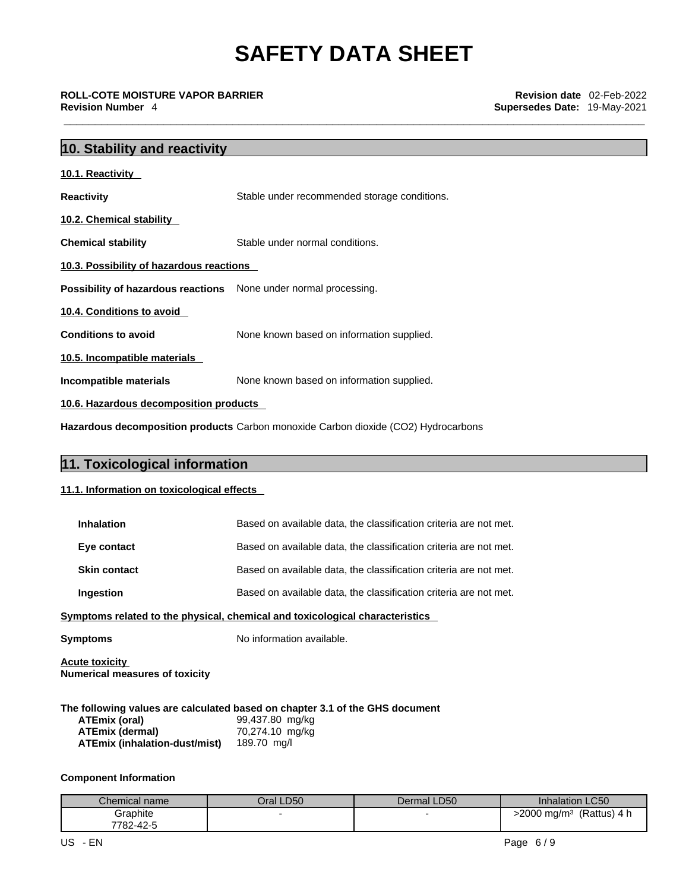## 10. Stability and reactivity

**10.1. Reactivity**

**Reactivity** Stable under recommended storage conditions.

**10.2. Chemical stability**

**Chemical stability** Stable under normal conditions.

**10.3. Possibility of hazardous reactions**

**Possibility of hazardous reactions** None under normal processing.

**10.4. Conditions to avoid**

**Conditions to avoid** None known based on information supplied.

**10.5. Incompatible materials**

**Incompatible materials** None known based on information supplied.

**10.6. Hazardous decomposition products**

**Hazardous decomposition products** Carbon monoxide Carbon dioxide ($CO_2$) Hydrocarbons

## 11. Toxicological information

**11.1. Information on toxicological effects**

**Inhalation** Based on available data, the classification criteria are not met.

**Eye contact** Based on available data, the classification criteria are not met.

**Skin contact** Based on available data, the classification criteria are not met.

**Ingestion** Based on available data, the classification criteria are not met.

**Symptoms related to the physical, chemical and toxicological characteristics**

**Symptoms** No information available.

**Acute toxicity**

**Numerical measures of toxicity**

**The following values are calculated based on chapter 3.1 of the GHS document**

**ATEmix (oral)** 99,437.80 mg/kg
**ATEmix (dermal)** 70,274.10 mg/kg
**ATEmix (inhalation-dust/mist)** 189.70 mg/l

**Component Information**

| Chemical name | Oral LD50 | Dermal LD50 | Inhalation LC50 |
|---|---|---|---|
| Graphite 7782-42-5 | - | - | >2000 mg/m³ (Rattus) 4 h |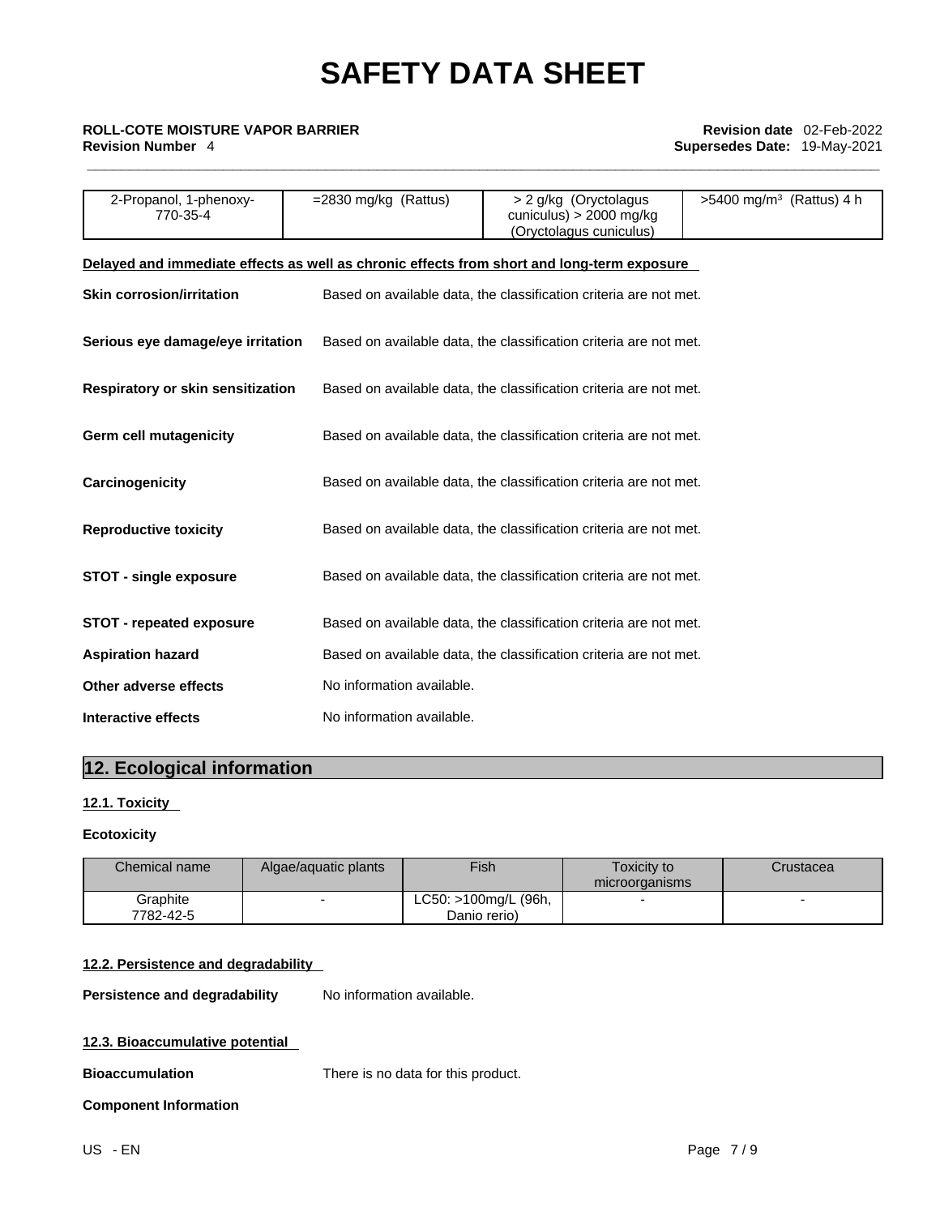| | | | |
|---|---|---|---|
| 2-Propanol, 1-phenoxy-<br>770-35-4 | =2830 mg/kg (Rattus) | > 2 g/kg (Oryctolagus cuniculus) > 2000 mg/kg (Oryctolagus cuniculus) | >5400 mg/m³ (Rattus) 4 h |

**Delayed and immediate effects as well as chronic effects from short and long-term exposure**

**Skin corrosion/irritation** Based on available data, the classification criteria are not met.

**Serious eye damage/eye irritation** Based on available data, the classification criteria are not met.

**Respiratory or skin sensitization** Based on available data, the classification criteria are not met.

**Germ cell mutagenicity** Based on available data, the classification criteria are not met.

**Carcinogenicity** Based on available data, the classification criteria are not met.

**Reproductive toxicity** Based on available data, the classification criteria are not met.

**STOT - single exposure** Based on available data, the classification criteria are not met.

**STOT - repeated exposure** Based on available data, the classification criteria are not met.

**Aspiration hazard** Based on available data, the classification criteria are not met.

**Other adverse effects** No information available.

**Interactive effects** No information available.

## 12. Ecological information

**12.1. Toxicity**

**Ecotoxicity**

| Chemical name | Algae/aquatic plants | Fish | Toxicity to microorganisms | Crustacea |
|---|---|---|---|---|
| Graphite<br>7782-42-5 | - | LC50: >100mg/L (96h, Danio rerio) | - | - |

**12.2. Persistence and degradability**

**Persistence and degradability** No information available.

**12.3. Bioaccumulative potential**

**Bioaccumulation** There is no data for this product.

**Component Information**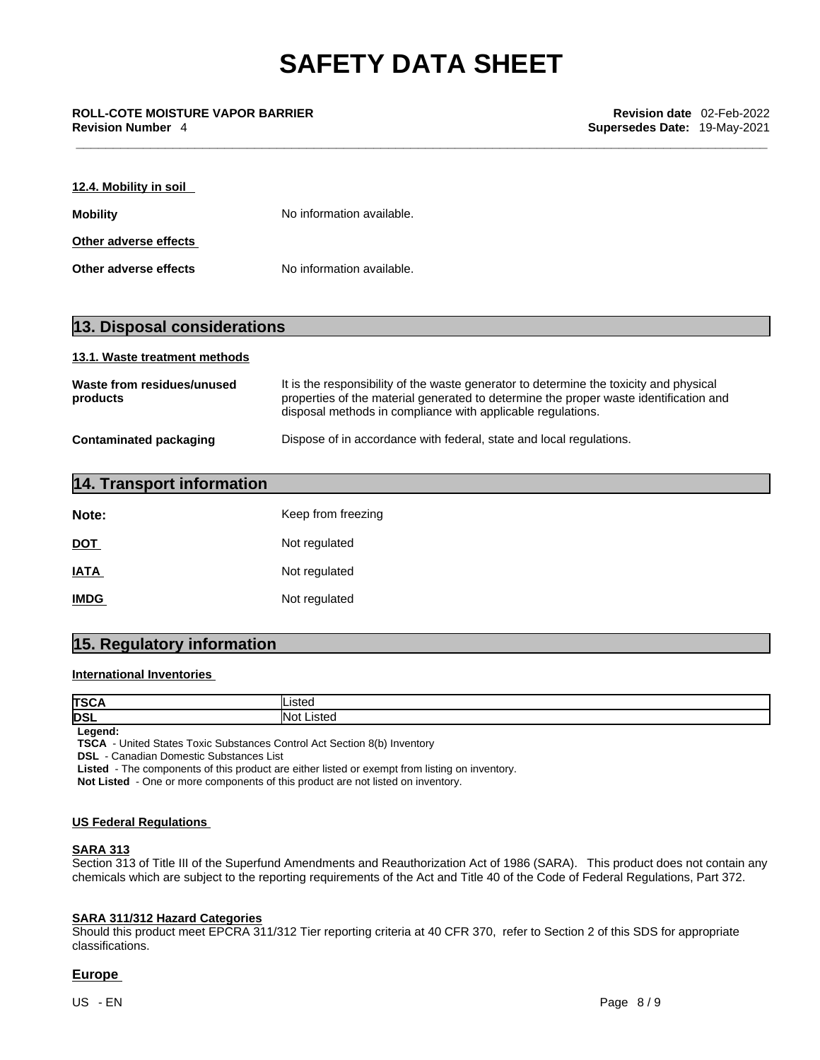#### 12.4. Mobility in soil

**Mobility** No information available.

#### Other adverse effects

**Other adverse effects** No information available.

## 13. Disposal considerations

#### 13.1. Waste treatment methods

**Waste from residues/unused products** It is the responsibility of the waste generator to determine the toxicity and physical properties of the material generated to determine the proper waste identification and disposal methods in compliance with applicable regulations.

**Contaminated packaging** Dispose of in accordance with federal, state and local regulations.

## 14. Transport information

**Note:** Keep from freezing

**DOT** Not regulated

**IATA** Not regulated

**IMDG** Not regulated

## 15. Regulatory information

#### International Inventories

| | |
|---|---|
| **TSCA** | Listed |
| **DSL** | Not Listed |

**Legend:**
**TSCA** - United States Toxic Substances Control Act Section 8(b) Inventory
**DSL** - Canadian Domestic Substances List
**Listed** - The components of this product are either listed or exempt from listing on inventory.
**Not Listed** - One or more components of this product are not listed on inventory.

#### US Federal Regulations

**SARA 313**
Section 313 of Title III of the Superfund Amendments and Reauthorization Act of 1986 (SARA). This product does not contain any chemicals which are subject to the reporting requirements of the Act and Title 40 of the Code of Federal Regulations, Part 372.

**SARA 311/312 Hazard Categories**
Should this product meet EPCRA 311/312 Tier reporting criteria at 40 CFR 370, refer to Section 2 of this SDS for appropriate classifications.

#### Europe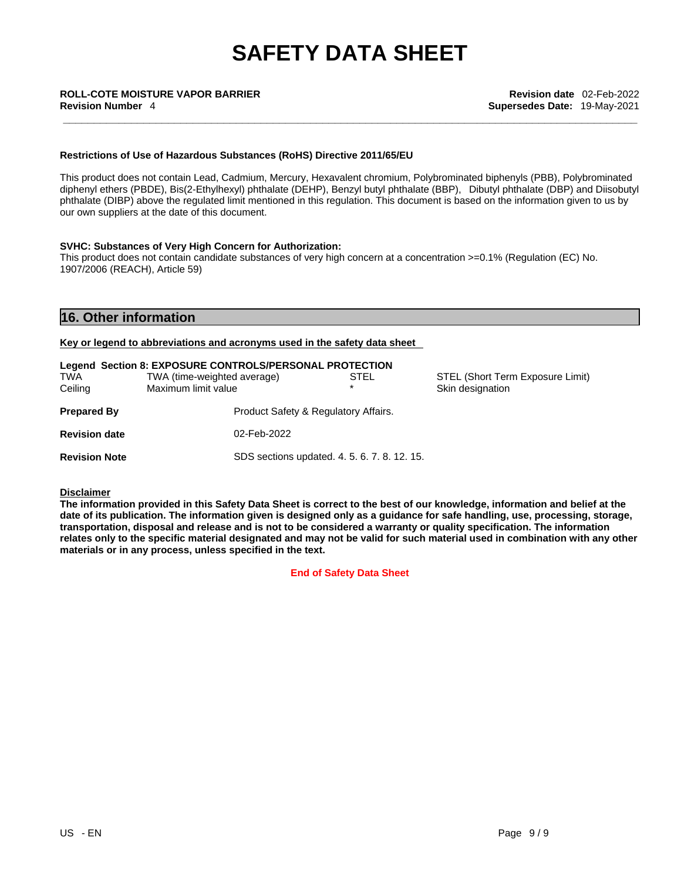**Restrictions of Use of Hazardous Substances (RoHS) Directive 2011/65/EU**

This product does not contain Lead, Cadmium, Mercury, Hexavalent chromium, Polybrominated biphenyls (PBB), Polybrominated diphenyl ethers (PBDE), Bis(2-Ethylhexyl) phthalate (DEHP), Benzyl butyl phthalate (BBP), Dibutyl phthalate (DBP) and Diisobutyl phthalate (DIBP) above the regulated limit mentioned in this regulation. This document is based on the information given to us by our own suppliers at the date of this document.

**SVHC: Substances of Very High Concern for Authorization:**
This product does not contain candidate substances of very high concern at a concentration >=0.1% (Regulation (EC) No. 1907/2006 (REACH), Article 59)

## 16. Other information

**Key or legend to abbreviations and acronyms used in the safety data sheet**

**Legend Section 8: EXPOSURE CONTROLS/PERSONAL PROTECTION**

| | | | |
|---|---|---|---|
| TWA | TWA (time-weighted average) | STEL | STEL (Short Term Exposure Limit) |
| Ceiling | Maximum limit value | * | Skin designation |

**Prepared By** Product Safety & Regulatory Affairs.

**Revision date** 02-Feb-2022

**Revision Note** SDS sections updated. 4. 5. 6. 7. 8. 12. 15.

**Disclaimer**

**The information provided in this Safety Data Sheet is correct to the best of our knowledge, information and belief at the date of its publication. The information given is designed only as a guidance for safe handling, use, processing, storage, transportation, disposal and release and is not to be considered a warranty or quality specification. The information relates only to the specific material designated and may not be valid for such material used in combination with any other materials or in any process, unless specified in the text.**

**End of Safety Data Sheet**